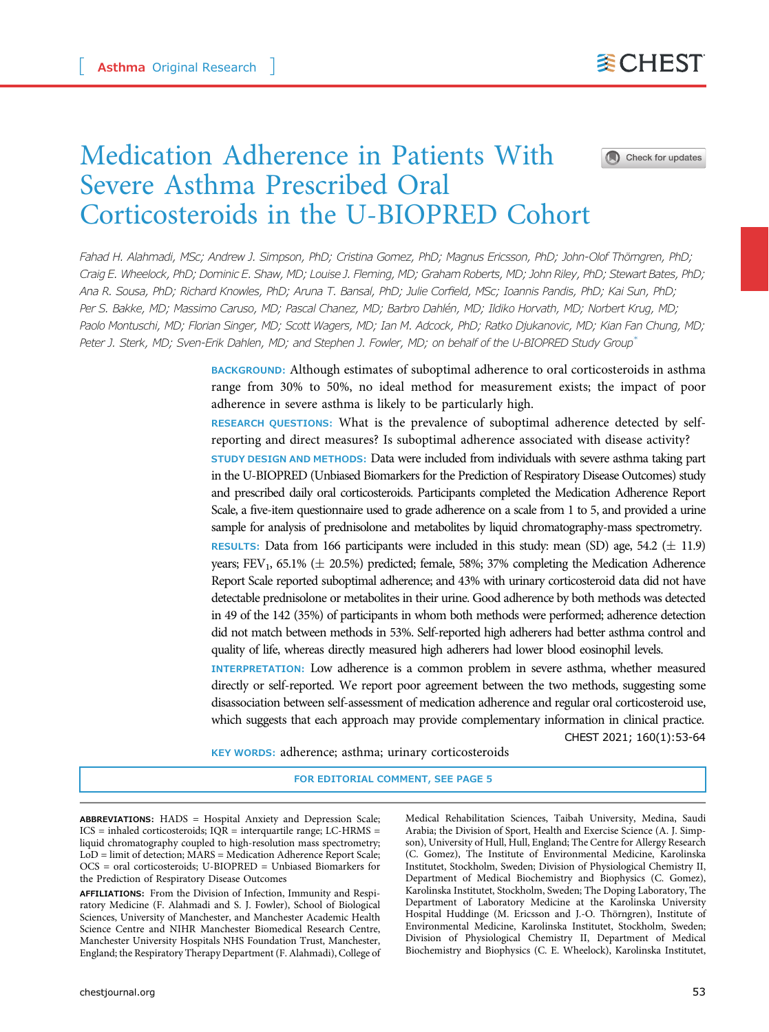Asthma Original Research

# Medication Adherence in Patients With Severe Asthma Prescribed Oral Corticosteroids in the U-BIOPRED Cohort

*Fahad H. Alahmadi, MSc; Andrew J. Simpson, PhD; Cristina Gomez, PhD; Magnus Ericsson, PhD; John-Olof Thörngren, PhD; Craig E. Wheelock, PhD; Dominic E. Shaw, MD; Louise J. Fleming, MD; Graham Roberts, MD; John Riley, PhD; Stewart Bates, PhD; Ana R. Sousa, PhD; Richard Knowles, PhD; Aruna T. Bansal, PhD; Julie Corfield, MSc; Ioannis Pandis, PhD; Kai Sun, PhD; Per S. Bakke, MD; Massimo Caruso, MD; Pascal Chanez, MD; Barbro Dahlén, MD; Ildiko Horvath, MD; Norbert Krug, MD; Paolo Montuschi, MD; Florian Singer, MD; Scott Wagers, MD; Ian M. Adcock, PhD; Ratko Djukanovic, MD; Kian Fan Chung, MD; Peter J. Sterk, MD; Sven-Erik Dahlen, MD; and Stephen J. Fowler, MD; on behalf of the U-BIOPRED Study Group*[*]

**BACKGROUND:** Although estimates of suboptimal adherence to oral corticosteroids in asthma range from 30% to 50%, no ideal method for measurement exists; the impact of poor adherence in severe asthma is likely to be particularly high.

**RESEARCH QUESTIONS:** What is the prevalence of suboptimal adherence detected by self-reporting and direct measures? Is suboptimal adherence associated with disease activity?

**STUDY DESIGN AND METHODS:** Data were included from individuals with severe asthma taking part in the U-BIOPRED (Unbiased Biomarkers for the Prediction of Respiratory Disease Outcomes) study and prescribed daily oral corticosteroids. Participants completed the Medication Adherence Report Scale, a five-item questionnaire used to grade adherence on a scale from 1 to 5, and provided a urine sample for analysis of prednisolone and metabolites by liquid chromatography-mass spectrometry.

**RESULTS:** Data from 166 participants were included in this study: mean (SD) age, 54.2 (± 11.9) years; $FEV_1$, 65.1% (± 20.5%) predicted; female, 58%; 37% completing the Medication Adherence Report Scale reported suboptimal adherence; and 43% with urinary corticosteroid data did not have detectable prednisolone or metabolites in their urine. Good adherence by both methods was detected in 49 of the 142 (35%) of participants in whom both methods were performed; adherence detection did not match between methods in 53%. Self-reported high adherers had better asthma control and quality of life, whereas directly measured high adherers had lower blood eosinophil levels.

**INTERPRETATION:** Low adherence is a common problem in severe asthma, whether measured directly or self-reported. We report poor agreement between the two methods, suggesting some disassociation between self-assessment of medication adherence and regular oral corticosteroid use, which suggests that each approach may provide complementary information in clinical practice.

CHEST 2021; 160(1):53-64

**KEY WORDS:** adherence; asthma; urinary corticosteroids

FOR EDITORIAL COMMENT, SEE PAGE 5

**ABBREVIATIONS:** HADS = Hospital Anxiety and Depression Scale; ICS = inhaled corticosteroids; IQR = interquartile range; LC-HRMS = liquid chromatography coupled to high-resolution mass spectrometry; LoD = limit of detection; MARS = Medication Adherence Report Scale; OCS = oral corticosteroids; U-BIOPRED = Unbiased Biomarkers for the Prediction of Respiratory Disease Outcomes

**AFFILIATIONS:** From the Division of Infection, Immunity and Respiratory Medicine (F. Alahmadi and S. J. Fowler), School of Biological Sciences, University of Manchester, and Manchester Academic Health Science Centre and NIHR Manchester Biomedical Research Centre, Manchester University Hospitals NHS Foundation Trust, Manchester, England; the Respiratory Therapy Department (F. Alahmadi), College of Medical Rehabilitation Sciences, Taibah University, Medina, Saudi Arabia; the Division of Sport, Health and Exercise Science (A. J. Simpson), University of Hull, Hull, England; The Centre for Allergy Research (C. Gomez), The Institute of Environmental Medicine, Karolinska Institutet, Stockholm, Sweden; Division of Physiological Chemistry II, Department of Medical Biochemistry and Biophysics (C. Gomez), Karolinska Institutet, Stockholm, Sweden; The Doping Laboratory, The Department of Laboratory Medicine at the Karolinska University Hospital Huddinge (M. Ericsson and J.-O. Thörngren), Institute of Environmental Medicine, Karolinska Institutet, Stockholm, Sweden; Division of Physiological Chemistry II, Department of Medical Biochemistry and Biophysics (C. E. Wheelock), Karolinska Institutet,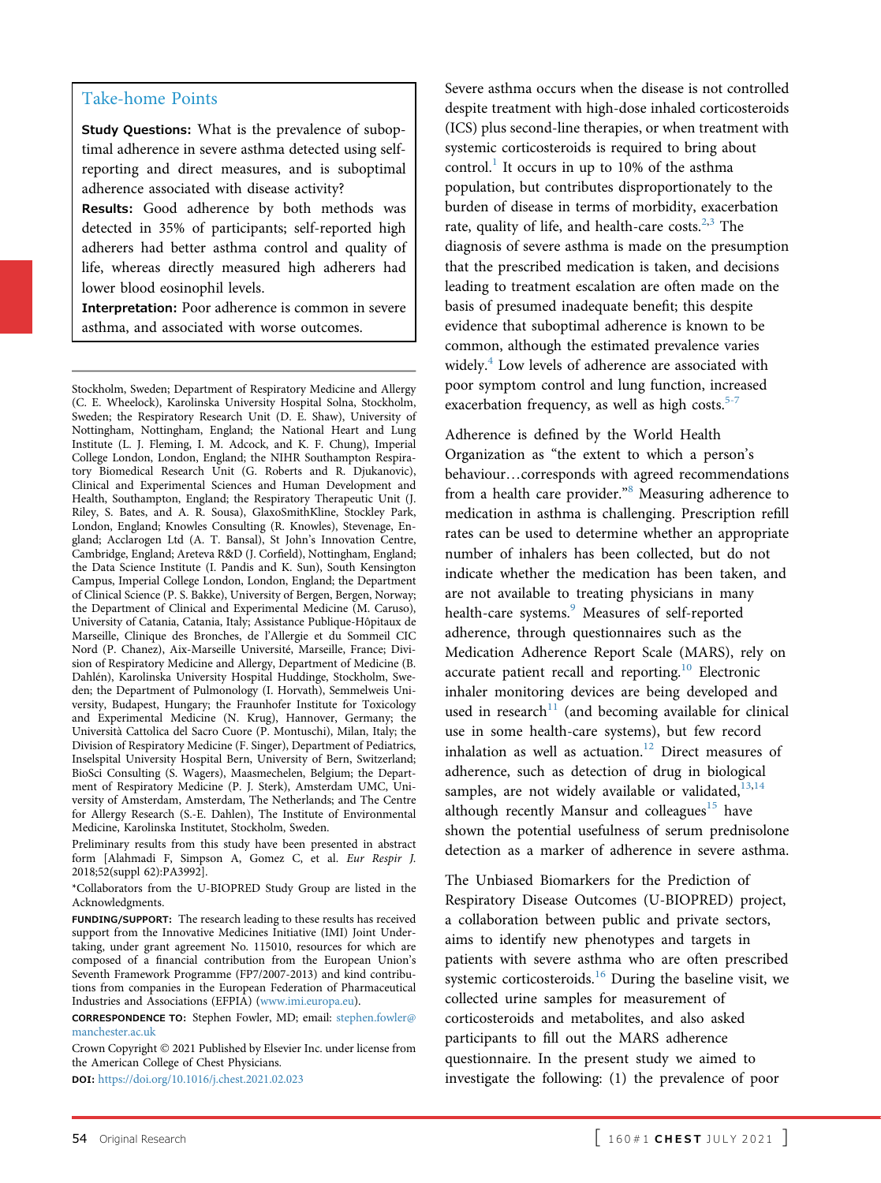## Take-home Points

**Study Questions:** What is the prevalence of suboptimal adherence in severe asthma detected using self-reporting and direct measures, and is suboptimal adherence associated with disease activity?

**Results:** Good adherence by both methods was detected in 35% of participants; self-reported high adherers had better asthma control and quality of life, whereas directly measured high adherers had lower blood eosinophil levels.

**Interpretation:** Poor adherence is common in severe asthma, and associated with worse outcomes.

Stockholm, Sweden; Department of Respiratory Medicine and Allergy (C. E. Wheelock), Karolinska University Hospital Solna, Stockholm, Sweden; the Respiratory Research Unit (D. E. Shaw), University of Nottingham, Nottingham, England; the National Heart and Lung Institute (L. J. Fleming, I. M. Adcock, and K. F. Chung), Imperial College London, London, England; the NIHR Southampton Respiratory Biomedical Research Unit (G. Roberts and R. Djukanovic), Clinical and Experimental Sciences and Human Development and Health, Southampton, England; the Respiratory Therapeutic Unit (J. Riley, S. Bates, and A. R. Sousa), GlaxoSmithKline, Stockley Park, London, England; Knowles Consulting (R. Knowles), Stevenage, England; Acclarogen Ltd (A. T. Bansal), St John's Innovation Centre, Cambridge, England; Areteva R&D (J. Corfield), Nottingham, England; the Data Science Institute (I. Pandis and K. Sun), South Kensington Campus, Imperial College London, London, England; the Department of Clinical Science (P. S. Bakke), University of Bergen, Bergen, Norway; the Department of Clinical and Experimental Medicine (M. Caruso), University of Catania, Catania, Italy; Assistance Publique-Hôpitaux de Marseille, Clinique des Bronches, de l'Allergie et du Sommeil CIC Nord (P. Chanez), Aix-Marseille Université, Marseille, France; Division of Respiratory Medicine and Allergy, Department of Medicine (B. Dahlén), Karolinska University Hospital Huddinge, Stockholm, Sweden; the Department of Pulmonology (I. Horvath), Semmelweis University, Budapest, Hungary; the Fraunhofer Institute for Toxicology and Experimental Medicine (N. Krug), Hannover, Germany; the Università Cattolica del Sacro Cuore (P. Montuschi), Milan, Italy; the Division of Respiratory Medicine (F. Singer), Department of Pediatrics, Inselspital University Hospital Bern, University of Bern, Switzerland; BioSci Consulting (S. Wagers), Maasmechelen, Belgium; the Department of Respiratory Medicine (P. J. Sterk), Amsterdam UMC, University of Amsterdam, Amsterdam, The Netherlands; and The Centre for Allergy Research (S.-E. Dahlen), The Institute of Environmental Medicine, Karolinska Institutet, Stockholm, Sweden.

Preliminary results from this study have been presented in abstract form [Alahmadi F, Simpson A, Gomez C, et al. *Eur Respir J*. 2018;52(suppl 62):PA3992].

*Collaborators from the U-BIOPRED Study Group are listed in the Acknowledgments.

**FUNDING/SUPPORT:** The research leading to these results has received support from the Innovative Medicines Initiative (IMI) Joint Undertaking, under grant agreement No. 115010, resources for which are composed of a financial contribution from the European Union's Seventh Framework Programme (FP7/2007-2013) and kind contributions from companies in the European Federation of Pharmaceutical Industries and Associations (EFPIA) (www.imi.europa.eu).

**CORRESPONDENCE TO:** Stephen Fowler, MD; email: stephen.fowler@manchester.ac.uk

Crown Copyright © 2021 Published by Elsevier Inc. under license from the American College of Chest Physicians.

**DOI:** https://doi.org/10.1016/j.chest.2021.02.023

Severe asthma occurs when the disease is not controlled despite treatment with high-dose inhaled corticosteroids (ICS) plus second-line therapies, or when treatment with systemic corticosteroids is required to bring about control.[1] It occurs in up to 10% of the asthma population, but contributes disproportionately to the burden of disease in terms of morbidity, exacerbation rate, quality of life, and health-care costs.[2,3] The diagnosis of severe asthma is made on the presumption that the prescribed medication is taken, and decisions leading to treatment escalation are often made on the basis of presumed inadequate benefit; this despite evidence that suboptimal adherence is known to be common, although the estimated prevalence varies widely.[4] Low levels of adherence are associated with poor symptom control and lung function, increased exacerbation frequency, as well as high costs.[5-7]

Adherence is defined by the World Health Organization as "the extent to which a person's behaviour…corresponds with agreed recommendations from a health care provider."[8] Measuring adherence to medication in asthma is challenging. Prescription refill rates can be used to determine whether an appropriate number of inhalers has been collected, but do not indicate whether the medication has been taken, and are not available to treating physicians in many health-care systems.[9] Measures of self-reported adherence, through questionnaires such as the Medication Adherence Report Scale (MARS), rely on accurate patient recall and reporting.[10] Electronic inhaler monitoring devices are being developed and used in research[11] (and becoming available for clinical use in some health-care systems), but few record inhalation as well as actuation.[12] Direct measures of adherence, such as detection of drug in biological samples, are not widely available or validated,[13,14] although recently Mansur and colleagues[15] have shown the potential usefulness of serum prednisolone detection as a marker of adherence in severe asthma.

The Unbiased Biomarkers for the Prediction of Respiratory Disease Outcomes (U-BIOPRED) project, a collaboration between public and private sectors, aims to identify new phenotypes and targets in patients with severe asthma who are often prescribed systemic corticosteroids.[16] During the baseline visit, we collected urine samples for measurement of corticosteroids and metabolites, and also asked participants to fill out the MARS adherence questionnaire. In the present study we aimed to investigate the following: (1) the prevalence of poor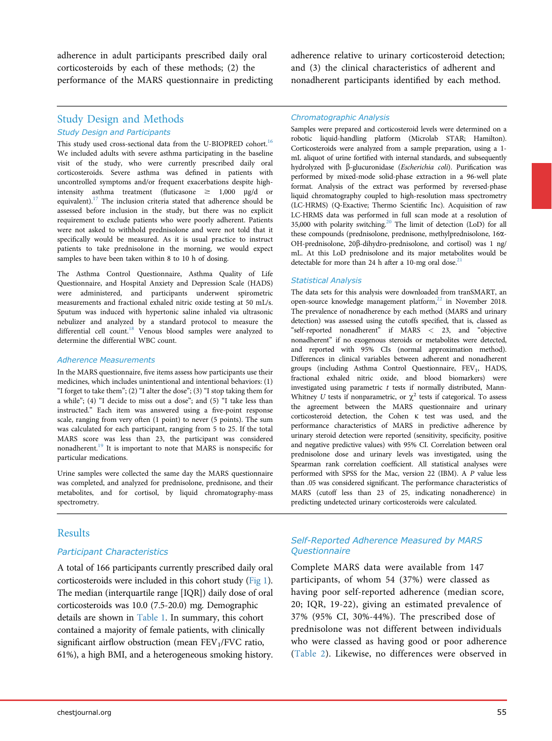adherence in adult participants prescribed daily oral corticosteroids by each of these methods; (2) the performance of the MARS questionnaire in predicting adherence relative to urinary corticosteroid detection; and (3) the clinical characteristics of adherent and nonadherent participants identified by each method.

## Study Design and Methods

### Study Design and Participants

This study used cross-sectional data from the U-BIOPRED cohort.[16] We included adults with severe asthma participating in the baseline visit of the study, who were currently prescribed daily oral corticosteroids. Severe asthma was defined in patients with uncontrolled symptoms and/or frequent exacerbations despite high-intensity asthma treatment (fluticasone ≥ 1,000 µg/d or equivalent).[17] The inclusion criteria stated that adherence should be assessed before inclusion in the study, but there was no explicit requirement to exclude patients who were poorly adherent. Patients were not asked to withhold prednisolone and were not told that it specifically would be measured. As it is usual practice to instruct patients to take prednisolone in the morning, we would expect samples to have been taken within 8 to 10 h of dosing.

The Asthma Control Questionnaire, Asthma Quality of Life Questionnaire, and Hospital Anxiety and Depression Scale (HADS) were administered, and participants underwent spirometric measurements and fractional exhaled nitric oxide testing at 50 mL/s. Sputum was induced with hypertonic saline inhaled via ultrasonic nebulizer and analyzed by a standard protocol to measure the differential cell count.[18] Venous blood samples were analyzed to determine the differential WBC count.

### Adherence Measurements

In the MARS questionnaire, five items assess how participants use their medicines, which includes unintentional and intentional behaviors: (1) "I forget to take them"; (2) "I alter the dose"; (3) "I stop taking them for a while"; (4) "I decide to miss out a dose"; and (5) "I take less than instructed." Each item was answered using a five-point response scale, ranging from very often (1 point) to never (5 points). The sum was calculated for each participant, ranging from 5 to 25. If the total MARS score was less than 23, the participant was considered nonadherent.[19] It is important to note that MARS is nonspecific for particular medications.

Urine samples were collected the same day the MARS questionnaire was completed, and analyzed for prednisolone, prednisone, and their metabolites, and for cortisol, by liquid chromatography-mass spectrometry.

### Chromatographic Analysis

Samples were prepared and corticosteroid levels were determined on a robotic liquid-handling platform (Microlab STAR; Hamilton). Corticosteroids were analyzed from a sample preparation, using a 1-mL aliquot of urine fortified with internal standards, and subsequently hydrolyzed with β-glucuronidase (*Escherichia coli*). Purification was performed by mixed-mode solid-phase extraction in a 96-well plate format. Analysis of the extract was performed by reversed-phase liquid chromatography coupled to high-resolution mass spectrometry (LC-HRMS) (Q-Exactive; Thermo Scientific Inc). Acquisition of raw LC-HRMS data was performed in full scan mode at a resolution of 35,000 with polarity switching.[20] The limit of detection (LoD) for all these compounds (prednisolone, prednisone, methylprednisolone, 16α-OH-prednisolone, 20β-dihydro-prednisolone, and cortisol) was 1 ng/mL. At this LoD prednisolone and its major metabolites would be detectable for more than 24 h after a 10-mg oral dose.[21]

### Statistical Analysis

The data sets for this analysis were downloaded from tranSMART, an open-source knowledge management platform,[22] in November 2018. The prevalence of nonadherence by each method (MARS and urinary detection) was assessed using the cutoffs specified, that is, classed as "self-reported nonadherent" if MARS < 23, and "objective nonadherent" if no exogenous steroids or metabolites were detected, and reported with 95% CIs (normal approximation method). Differences in clinical variables between adherent and nonadherent groups (including Asthma Control Questionnaire, $FEV_1$, HADS, fractional exhaled nitric oxide, and blood biomarkers) were investigated using parametric *t* tests if normally distributed, Mann-Whitney *U* tests if nonparametric, or $\chi^2$ tests if categorical. To assess the agreement between the MARS questionnaire and urinary corticosteroid detection, the Cohen κ test was used, and the performance characteristics of MARS in predictive adherence by urinary steroid detection were reported (sensitivity, specificity, positive and negative predictive values) with 95% CI. Correlation between oral prednisolone dose and urinary levels was investigated, using the Spearman rank correlation coefficient. All statistical analyses were performed with SPSS for the Mac, version 22 (IBM). A *P* value less than .05 was considered significant. The performance characteristics of MARS (cutoff less than 23 of 25, indicating nonadherence) in predicting undetected urinary corticosteroids were calculated.

## Results

### Participant Characteristics

A total of 166 participants currently prescribed daily oral corticosteroids were included in this cohort study (Fig 1). The median (interquartile range [IQR]) daily dose of oral corticosteroids was 10.0 (7.5-20.0) mg. Demographic details are shown in Table 1. In summary, this cohort contained a majority of female patients, with clinically significant airflow obstruction (mean $FEV_1$/FVC ratio, 61%), a high BMI, and a heterogeneous smoking history.

### Self-Reported Adherence Measured by MARS Questionnaire

Complete MARS data were available from 147 participants, of whom 54 (37%) were classed as having poor self-reported adherence (median score, 20; IQR, 19-22), giving an estimated prevalence of 37% (95% CI, 30%-44%). The prescribed dose of prednisolone was not different between individuals who were classed as having good or poor adherence (Table 2). Likewise, no differences were observed in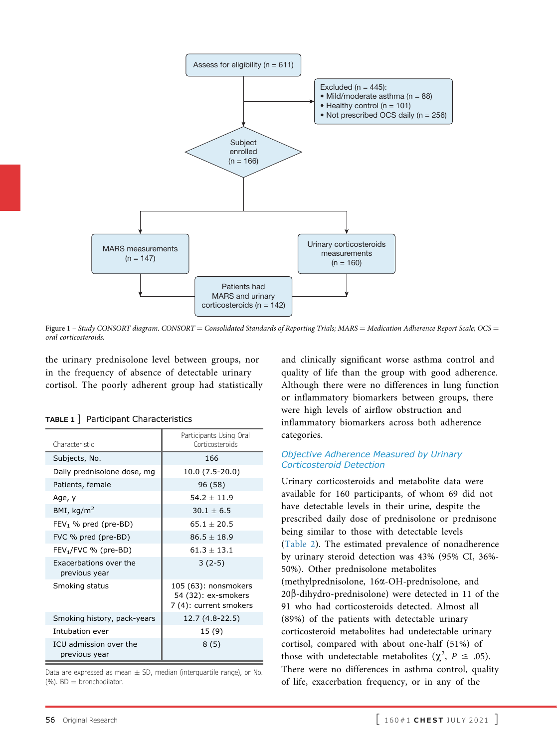Figure 1 – *Study CONSORT diagram. CONSORT = Consolidated Standards of Reporting Trials; MARS = Medication Adherence Report Scale; OCS = oral corticosteroids.*

the urinary prednisolone level between groups, nor in the frequency of absence of detectable urinary cortisol. The poorly adherent group had statistically and clinically significant worse asthma control and quality of life than the group with good adherence. Although there were no differences in lung function or inflammatory biomarkers between groups, there were high levels of airflow obstruction and inflammatory biomarkers across both adherence categories.

**TABLE 1** ] Participant Characteristics

| Characteristic | Participants Using Oral Corticosteroids |
|---|---|
| Subjects, No. | 166 |
| Daily prednisolone dose, mg | 10.0 (7.5-20.0) |
| Patients, female | 96 (58) |
| Age, y | 54.2 ± 11.9 |
| BMI, kg/m$^2$ | 30.1 ± 6.5 |
| $FEV_1$ % pred (pre-BD) | 65.1 ± 20.5 |
| FVC % pred (pre-BD) | 86.5 ± 18.9 |
| $FEV_1$/FVC % (pre-BD) | 61.3 ± 13.1 |
| Exacerbations over the previous year | 3 (2-5) |
| Smoking status | 105 (63): nonsmokers<br>54 (32): ex-smokers<br>7 (4): current smokers |
| Smoking history, pack-years | 12.7 (4.8-22.5) |
| Intubation ever | 15 (9) |
| ICU admission over the previous year | 8 (5) |

Data are expressed as mean ± SD, median (interquartile range), or No. (%). BD = bronchodilator.

### *Objective Adherence Measured by Urinary Corticosteroid Detection*

Urinary corticosteroids and metabolite data were available for 160 participants, of whom 69 did not have detectable levels in their urine, despite the prescribed daily dose of prednisolone or prednisone being similar to those with detectable levels (Table 2). The estimated prevalence of nonadherence by urinary steroid detection was 43% (95% CI, 36%-50%). Other prednisolone metabolites (methylprednisolone, 16α-OH-prednisolone, and 20β-dihydro-prednisolone) were detected in 11 of the 91 who had corticosteroids detected. Almost all (89%) of the patients with detectable urinary corticosteroid metabolites had undetectable urinary cortisol, compared with about one-half (51%) of those with undetectable metabolites ($\chi^2$, $P \leq .05$). There were no differences in asthma control, quality of life, exacerbation frequency, or in any of the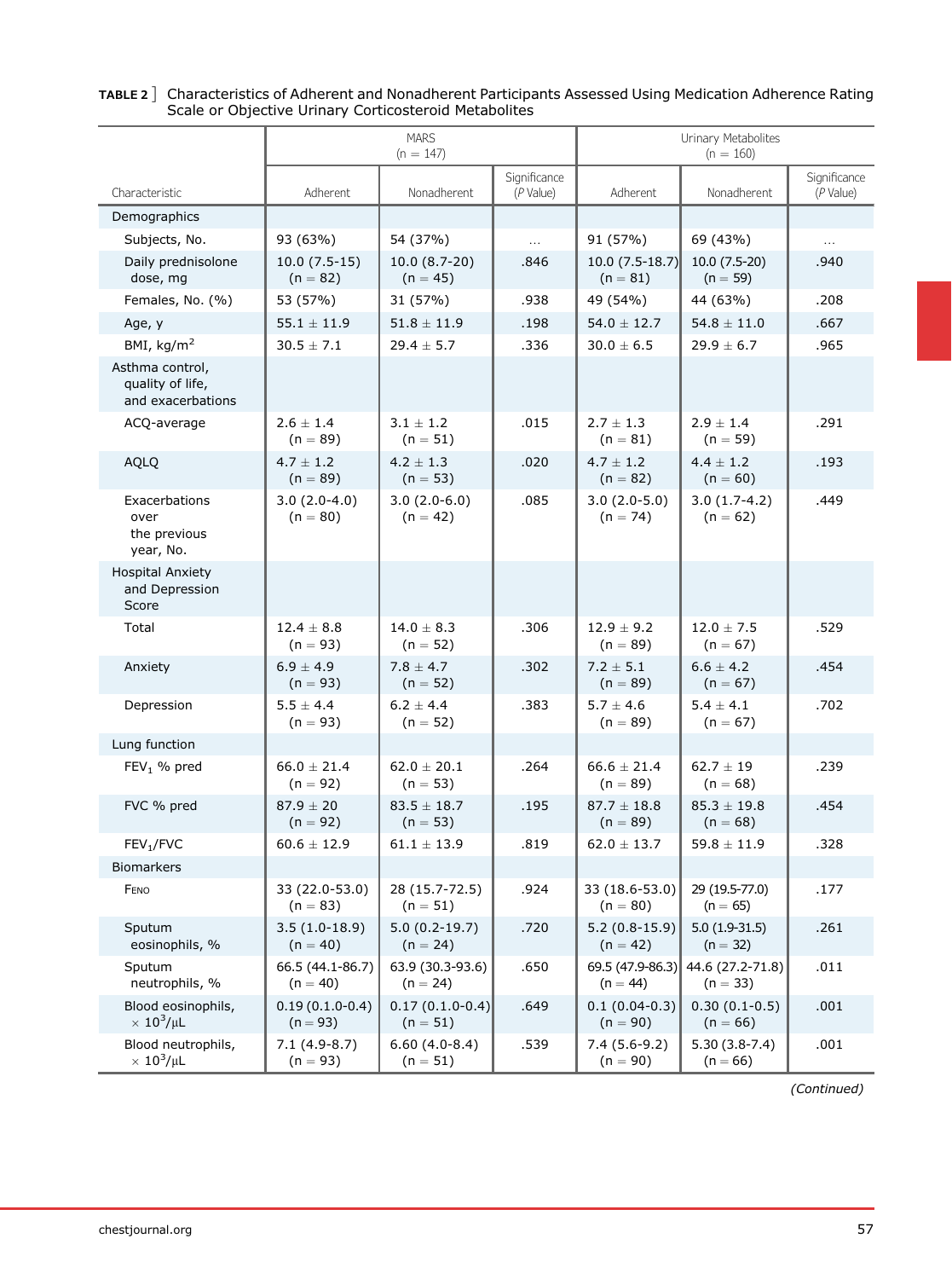**TABLE 2 ]** Characteristics of Adherent and Nonadherent Participants Assessed Using Medication Adherence Rating Scale or Objective Urinary Corticosteroid Metabolites

| Characteristic | MARS (n = 147) | | | Urinary Metabolites (n = 160) | | |
|---|---|---|---|---|---|---|
| | Adherent | Nonadherent | Significance (*P* Value) | Adherent | Nonadherent | Significance (*P* Value) |
| Demographics | | | | | | |
| Subjects, No. | 93 (63%) | 54 (37%) | ... | 91 (57%) | 69 (43%) | ... |
| Daily prednisolone dose, mg | 10.0 (7.5-15) (n = 82) | 10.0 (8.7-20) (n = 45) | .846 | 10.0 (7.5-18.7) (n = 81) | 10.0 (7.5-20) (n = 59) | .940 |
| Females, No. (%) | 53 (57%) | 31 (57%) | .938 | 49 (54%) | 44 (63%) | .208 |
| Age, y | 55.1 ± 11.9 | 51.8 ± 11.9 | .198 | 54.0 ± 12.7 | 54.8 ± 11.0 | .667 |
| BMI, kg/m$^2$ | 30.5 ± 7.1 | 29.4 ± 5.7 | .336 | 30.0 ± 6.5 | 29.9 ± 6.7 | .965 |
| Asthma control, quality of life, and exacerbations | | | | | | |
| ACQ-average | 2.6 ± 1.4 (n = 89) | 3.1 ± 1.2 (n = 51) | .015 | 2.7 ± 1.3 (n = 81) | 2.9 ± 1.4 (n = 59) | .291 |
| AQLQ | 4.7 ± 1.2 (n = 89) | 4.2 ± 1.3 (n = 53) | .020 | 4.7 ± 1.2 (n = 82) | 4.4 ± 1.2 (n = 60) | .193 |
| Exacerbations over the previous year, No. | 3.0 (2.0-4.0) (n = 80) | 3.0 (2.0-6.0) (n = 42) | .085 | 3.0 (2.0-5.0) (n = 74) | 3.0 (1.7-4.2) (n = 62) | .449 |
| Hospital Anxiety and Depression Score | | | | | | |
| Total | 12.4 ± 8.8 (n = 93) | 14.0 ± 8.3 (n = 52) | .306 | 12.9 ± 9.2 (n = 89) | 12.0 ± 7.5 (n = 67) | .529 |
| Anxiety | 6.9 ± 4.9 (n = 93) | 7.8 ± 4.7 (n = 52) | .302 | 7.2 ± 5.1 (n = 89) | 6.6 ± 4.2 (n = 67) | .454 |
| Depression | 5.5 ± 4.4 (n = 93) | 6.2 ± 4.4 (n = 52) | .383 | 5.7 ± 4.6 (n = 89) | 5.4 ± 4.1 (n = 67) | .702 |
| Lung function | | | | | | |
| $FEV_1$ % pred | 66.0 ± 21.4 (n = 92) | 62.0 ± 20.1 (n = 53) | .264 | 66.6 ± 21.4 (n = 89) | 62.7 ± 19 (n = 68) | .239 |
| FVC % pred | 87.9 ± 20 (n = 92) | 83.5 ± 18.7 (n = 53) | .195 | 87.7 ± 18.8 (n = 89) | 85.3 ± 19.8 (n = 68) | .454 |
| $FEV_1$/FVC | 60.6 ± 12.9 | 61.1 ± 13.9 | .819 | 62.0 ± 13.7 | 59.8 ± 11.9 | .328 |
| Biomarkers | | | | | | |
| FENO | 33 (22.0-53.0) (n = 83) | 28 (15.7-72.5) (n = 51) | .924 | 33 (18.6-53.0) (n = 80) | 29 (19.5-77.0) (n = 65) | .177 |
| Sputum eosinophils, % | 3.5 (1.0-18.9) (n = 40) | 5.0 (0.2-19.7) (n = 24) | .720 | 5.2 (0.8-15.9) (n = 42) | 5.0 (1.9-31.5) (n = 32) | .261 |
| Sputum neutrophils, % | 66.5 (44.1-86.7) (n = 40) | 63.9 (30.3-93.6) (n = 24) | .650 | 69.5 (47.9-86.3) (n = 44) | 44.6 (27.2-71.8) (n = 33) | .011 |
| Blood eosinophils, × $10^3$/μL | 0.19 (0.1.0-0.4) (n = 93) | 0.17 (0.1.0-0.4) (n = 51) | .649 | 0.1 (0.04-0.3) (n = 90) | 0.30 (0.1-0.5) (n = 66) | .001 |
| Blood neutrophils, × $10^3$/μL | 7.1 (4.9-8.7) (n = 93) | 6.60 (4.0-8.4) (n = 51) | .539 | 7.4 (5.6-9.2) (n = 90) | 5.30 (3.8-7.4) (n = 66) | .001 |

*(Continued)*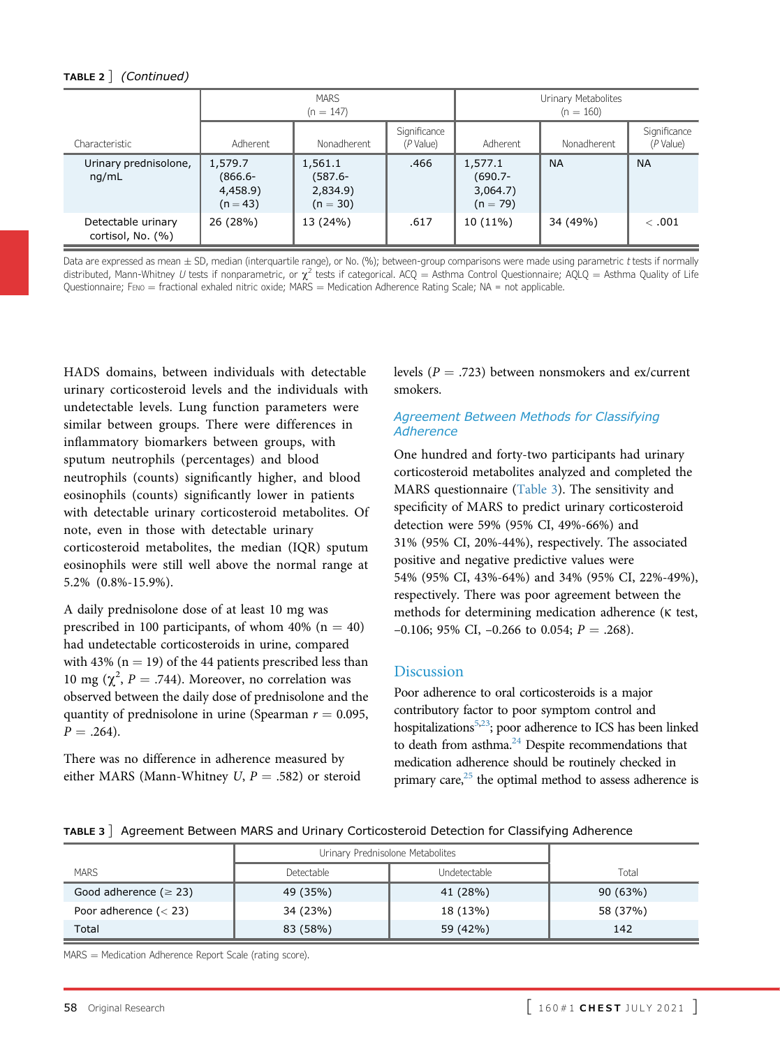**TABLE 2 ]** *(Continued)*

| Characteristic | MARS (n = 147) | | | Urinary Metabolites (n = 160) | | |
|---|---|---|---|---|---|---|
| | Adherent | Nonadherent | Significance (P Value) | Adherent | Nonadherent | Significance (P Value) |
| Urinary prednisolone, ng/mL | 1,579.7 (866.6-4,458.9) (n = 43) | 1,561.1 (587.6-2,834.9) (n = 30) | .466 | 1,577.1 (690.7-3,064.7) (n = 79) | NA | NA |
| Detectable urinary cortisol, No. (%) | 26 (28%) | 13 (24%) | .617 | 10 (11%) | 34 (49%) | < .001 |

Data are expressed as mean ± SD, median (interquartile range), or No. (%); between-group comparisons were made using parametric *t* tests if normally distributed, Mann-Whitney *U* tests if nonparametric, or $\chi^2$ tests if categorical. ACQ = Asthma Control Questionnaire; AQLQ = Asthma Quality of Life Questionnaire; $F_{ENO}$ = fractional exhaled nitric oxide; MARS = Medication Adherence Rating Scale; NA = not applicable.

HADS domains, between individuals with detectable urinary corticosteroid levels and the individuals with undetectable levels. Lung function parameters were similar between groups. There were differences in inflammatory biomarkers between groups, with sputum neutrophils (percentages) and blood neutrophils (counts) significantly higher, and blood eosinophils (counts) significantly lower in patients with detectable urinary corticosteroid metabolites. Of note, even in those with detectable urinary corticosteroid metabolites, the median (IQR) sputum eosinophils were still well above the normal range at 5.2% (0.8%-15.9%).

A daily prednisolone dose of at least 10 mg was prescribed in 100 participants, of whom 40% (n = 40) had undetectable corticosteroids in urine, compared with 43% (n = 19) of the 44 patients prescribed less than 10 mg ($\chi^2$, $P = .744$). Moreover, no correlation was observed between the daily dose of prednisolone and the quantity of prednisolone in urine (Spearman $r = 0.095$, $P = .264$).

There was no difference in adherence measured by either MARS (Mann-Whitney *U*, $P = .582$) or steroid levels ($P = .723$) between nonsmokers and ex/current smokers.

### Agreement Between Methods for Classifying Adherence

One hundred and forty-two participants had urinary corticosteroid metabolites analyzed and completed the MARS questionnaire (Table 3). The sensitivity and specificity of MARS to predict urinary corticosteroid detection were 59% (95% CI, 49%-66%) and 31% (95% CI, 20%-44%), respectively. The associated positive and negative predictive values were 54% (95% CI, 43%-64%) and 34% (95% CI, 22%-49%), respectively. There was poor agreement between the methods for determining medication adherence (κ test, –0.106; 95% CI, –0.266 to 0.054; $P = .268$).

## Discussion

Poor adherence to oral corticosteroids is a major contributory factor to poor symptom control and hospitalizations[5,23]; poor adherence to ICS has been linked to death from asthma.[24] Despite recommendations that medication adherence should be routinely checked in primary care,[25] the optimal method to assess adherence is

**TABLE 3 ]** Agreement Between MARS and Urinary Corticosteroid Detection for Classifying Adherence

| MARS | Urinary Prednisolone Metabolites | | Total |
|---|---|---|---|
| | Detectable | Undetectable | |
| Good adherence (≥ 23) | 49 (35%) | 41 (28%) | 90 (63%) |
| Poor adherence (< 23) | 34 (23%) | 18 (13%) | 58 (37%) |
| Total | 83 (58%) | 59 (42%) | 142 |

MARS = Medication Adherence Report Scale (rating score).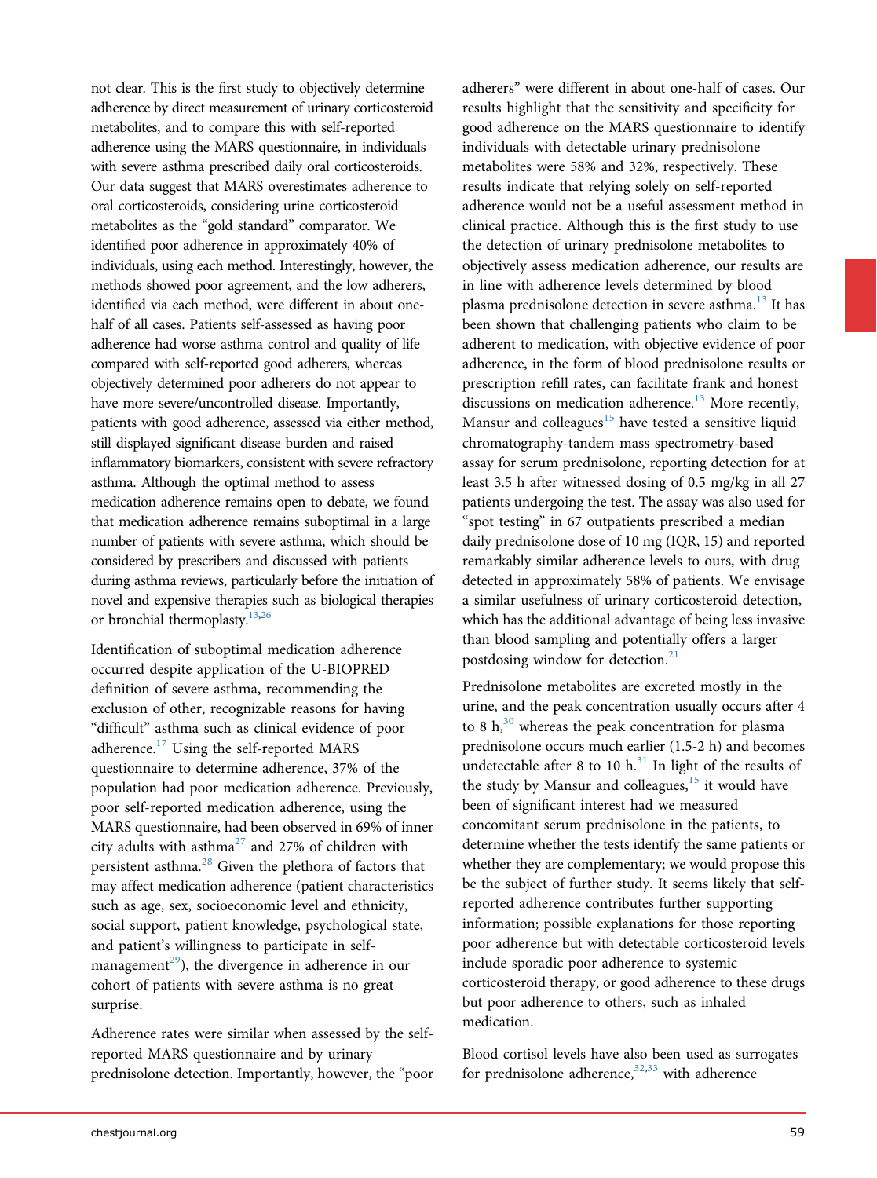not clear. This is the first study to objectively determine adherence by direct measurement of urinary corticosteroid metabolites, and to compare this with self-reported adherence using the MARS questionnaire, in individuals with severe asthma prescribed daily oral corticosteroids. Our data suggest that MARS overestimates adherence to oral corticosteroids, considering urine corticosteroid metabolites as the "gold standard" comparator. We identified poor adherence in approximately 40% of individuals, using each method. Interestingly, however, the methods showed poor agreement, and the low adherers, identified via each method, were different in about one-half of all cases. Patients self-assessed as having poor adherence had worse asthma control and quality of life compared with self-reported good adherers, whereas objectively determined poor adherers do not appear to have more severe/uncontrolled disease. Importantly, patients with good adherence, assessed via either method, still displayed significant disease burden and raised inflammatory biomarkers, consistent with severe refractory asthma. Although the optimal method to assess medication adherence remains open to debate, we found that medication adherence remains suboptimal in a large number of patients with severe asthma, which should be considered by prescribers and discussed with patients during asthma reviews, particularly before the initiation of novel and expensive therapies such as biological therapies or bronchial thermoplasty.[13,26]

Identification of suboptimal medication adherence occurred despite application of the U-BIOPRED definition of severe asthma, recommending the exclusion of other, recognizable reasons for having "difficult" asthma such as clinical evidence of poor adherence.[17] Using the self-reported MARS questionnaire to determine adherence, 37% of the population had poor medication adherence. Previously, poor self-reported medication adherence, using the MARS questionnaire, had been observed in 69% of inner city adults with asthma[27] and 27% of children with persistent asthma.[28] Given the plethora of factors that may affect medication adherence (patient characteristics such as age, sex, socioeconomic level and ethnicity, social support, patient knowledge, psychological state, and patient's willingness to participate in self-management[29]), the divergence in adherence in our cohort of patients with severe asthma is no great surprise.

Adherence rates were similar when assessed by the self-reported MARS questionnaire and by urinary prednisolone detection. Importantly, however, the "poor adherers" were different in about one-half of cases. Our results highlight that the sensitivity and specificity for good adherence on the MARS questionnaire to identify individuals with detectable urinary prednisolone metabolites were 58% and 32%, respectively. These results indicate that relying solely on self-reported adherence would not be a useful assessment method in clinical practice. Although this is the first study to use the detection of urinary prednisolone metabolites to objectively assess medication adherence, our results are in line with adherence levels determined by blood plasma prednisolone detection in severe asthma.[13] It has been shown that challenging patients who claim to be adherent to medication, with objective evidence of poor adherence, in the form of blood prednisolone results or prescription refill rates, can facilitate frank and honest discussions on medication adherence.[13] More recently, Mansur and colleagues[15] have tested a sensitive liquid chromatography-tandem mass spectrometry-based assay for serum prednisolone, reporting detection for at least 3.5 h after witnessed dosing of 0.5 mg/kg in all 27 patients undergoing the test. The assay was also used for "spot testing" in 67 outpatients prescribed a median daily prednisolone dose of 10 mg (IQR, 15) and reported remarkably similar adherence levels to ours, with drug detected in approximately 58% of patients. We envisage a similar usefulness of urinary corticosteroid detection, which has the additional advantage of being less invasive than blood sampling and potentially offers a larger postdosing window for detection.[21]

Prednisolone metabolites are excreted mostly in the urine, and the peak concentration usually occurs after 4 to 8 h,[30] whereas the peak concentration for plasma prednisolone occurs much earlier (1.5-2 h) and becomes undetectable after 8 to 10 h.[31] In light of the results of the study by Mansur and colleagues,[15] it would have been of significant interest had we measured concomitant serum prednisolone in the patients, to determine whether the tests identify the same patients or whether they are complementary; we would propose this be the subject of further study. It seems likely that self-reported adherence contributes further supporting information; possible explanations for those reporting poor adherence but with detectable corticosteroid levels include sporadic poor adherence to systemic corticosteroid therapy, or good adherence to these drugs but poor adherence to others, such as inhaled medication.

Blood cortisol levels have also been used as surrogates for prednisolone adherence,[32,33] with adherence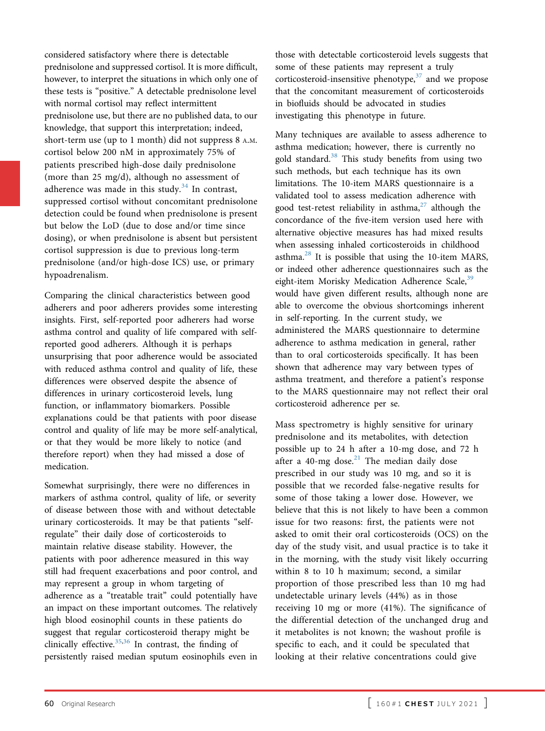considered satisfactory where there is detectable prednisolone and suppressed cortisol. It is more difficult, however, to interpret the situations in which only one of these tests is "positive." A detectable prednisolone level with normal cortisol may reflect intermittent prednisolone use, but there are no published data, to our knowledge, that support this interpretation; indeed, short-term use (up to 1 month) did not suppress 8 A.M. cortisol below 200 nM in approximately 75% of patients prescribed high-dose daily prednisolone (more than 25 mg/d), although no assessment of adherence was made in this study.[34] In contrast, suppressed cortisol without concomitant prednisolone detection could be found when prednisolone is present but below the LoD (due to dose and/or time since dosing), or when prednisolone is absent but persistent cortisol suppression is due to previous long-term prednisolone (and/or high-dose ICS) use, or primary hypoadrenalism.

Comparing the clinical characteristics between good adherers and poor adherers provides some interesting insights. First, self-reported poor adherers had worse asthma control and quality of life compared with self-reported good adherers. Although it is perhaps unsurprising that poor adherence would be associated with reduced asthma control and quality of life, these differences were observed despite the absence of differences in urinary corticosteroid levels, lung function, or inflammatory biomarkers. Possible explanations could be that patients with poor disease control and quality of life may be more self-analytical, or that they would be more likely to notice (and therefore report) when they had missed a dose of medication.

Somewhat surprisingly, there were no differences in markers of asthma control, quality of life, or severity of disease between those with and without detectable urinary corticosteroids. It may be that patients "self-regulate" their daily dose of corticosteroids to maintain relative disease stability. However, the patients with poor adherence measured in this way still had frequent exacerbations and poor control, and may represent a group in whom targeting of adherence as a "treatable trait" could potentially have an impact on these important outcomes. The relatively high blood eosinophil counts in these patients do suggest that regular corticosteroid therapy might be clinically effective.[35,36] In contrast, the finding of persistently raised median sputum eosinophils even in those with detectable corticosteroid levels suggests that some of these patients may represent a truly corticosteroid-insensitive phenotype,[37] and we propose that the concomitant measurement of corticosteroids in biofluids should be advocated in studies investigating this phenotype in future.

Many techniques are available to assess adherence to asthma medication; however, there is currently no gold standard.[38] This study benefits from using two such methods, but each technique has its own limitations. The 10-item MARS questionnaire is a validated tool to assess medication adherence with good test-retest reliability in asthma,[27] although the concordance of the five-item version used here with alternative objective measures has had mixed results when assessing inhaled corticosteroids in childhood asthma.[28] It is possible that using the 10-item MARS, or indeed other adherence questionnaires such as the eight-item Morisky Medication Adherence Scale,[39] would have given different results, although none are able to overcome the obvious shortcomings inherent in self-reporting. In the current study, we administered the MARS questionnaire to determine adherence to asthma medication in general, rather than to oral corticosteroids specifically. It has been shown that adherence may vary between types of asthma treatment, and therefore a patient's response to the MARS questionnaire may not reflect their oral corticosteroid adherence per se.

Mass spectrometry is highly sensitive for urinary prednisolone and its metabolites, with detection possible up to 24 h after a 10-mg dose, and 72 h after a 40-mg dose.[21] The median daily dose prescribed in our study was 10 mg, and so it is possible that we recorded false-negative results for some of those taking a lower dose. However, we believe that this is not likely to have been a common issue for two reasons: first, the patients were not asked to omit their oral corticosteroids (OCS) on the day of the study visit, and usual practice is to take it in the morning, with the study visit likely occurring within 8 to 10 h maximum; second, a similar proportion of those prescribed less than 10 mg had undetectable urinary levels (44%) as in those receiving 10 mg or more (41%). The significance of the differential detection of the unchanged drug and it metabolites is not known; the washout profile is specific to each, and it could be speculated that looking at their relative concentrations could give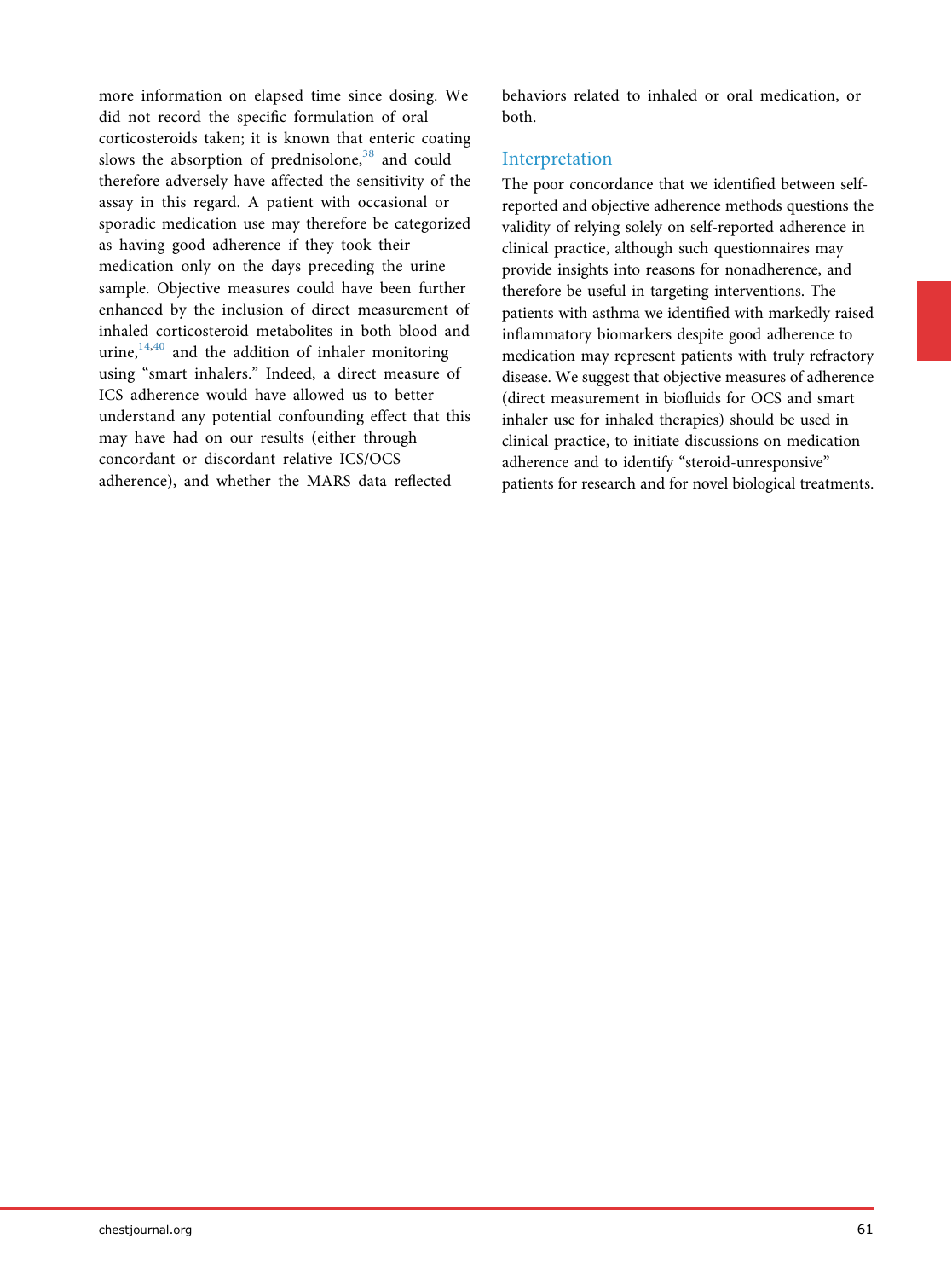more information on elapsed time since dosing. We did not record the specific formulation of oral corticosteroids taken; it is known that enteric coating slows the absorption of prednisolone,[38] and could therefore adversely have affected the sensitivity of the assay in this regard. A patient with occasional or sporadic medication use may therefore be categorized as having good adherence if they took their medication only on the days preceding the urine sample. Objective measures could have been further enhanced by the inclusion of direct measurement of inhaled corticosteroid metabolites in both blood and urine,[14,40] and the addition of inhaler monitoring using "smart inhalers." Indeed, a direct measure of ICS adherence would have allowed us to better understand any potential confounding effect that this may have had on our results (either through concordant or discordant relative ICS/OCS adherence), and whether the MARS data reflected behaviors related to inhaled or oral medication, or both.

## Interpretation

The poor concordance that we identified between self-reported and objective adherence methods questions the validity of relying solely on self-reported adherence in clinical practice, although such questionnaires may provide insights into reasons for nonadherence, and therefore be useful in targeting interventions. The patients with asthma we identified with markedly raised inflammatory biomarkers despite good adherence to medication may represent patients with truly refractory disease. We suggest that objective measures of adherence (direct measurement in biofluids for OCS and smart inhaler use for inhaled therapies) should be used in clinical practice, to initiate discussions on medication adherence and to identify "steroid-unresponsive" patients for research and for novel biological treatments.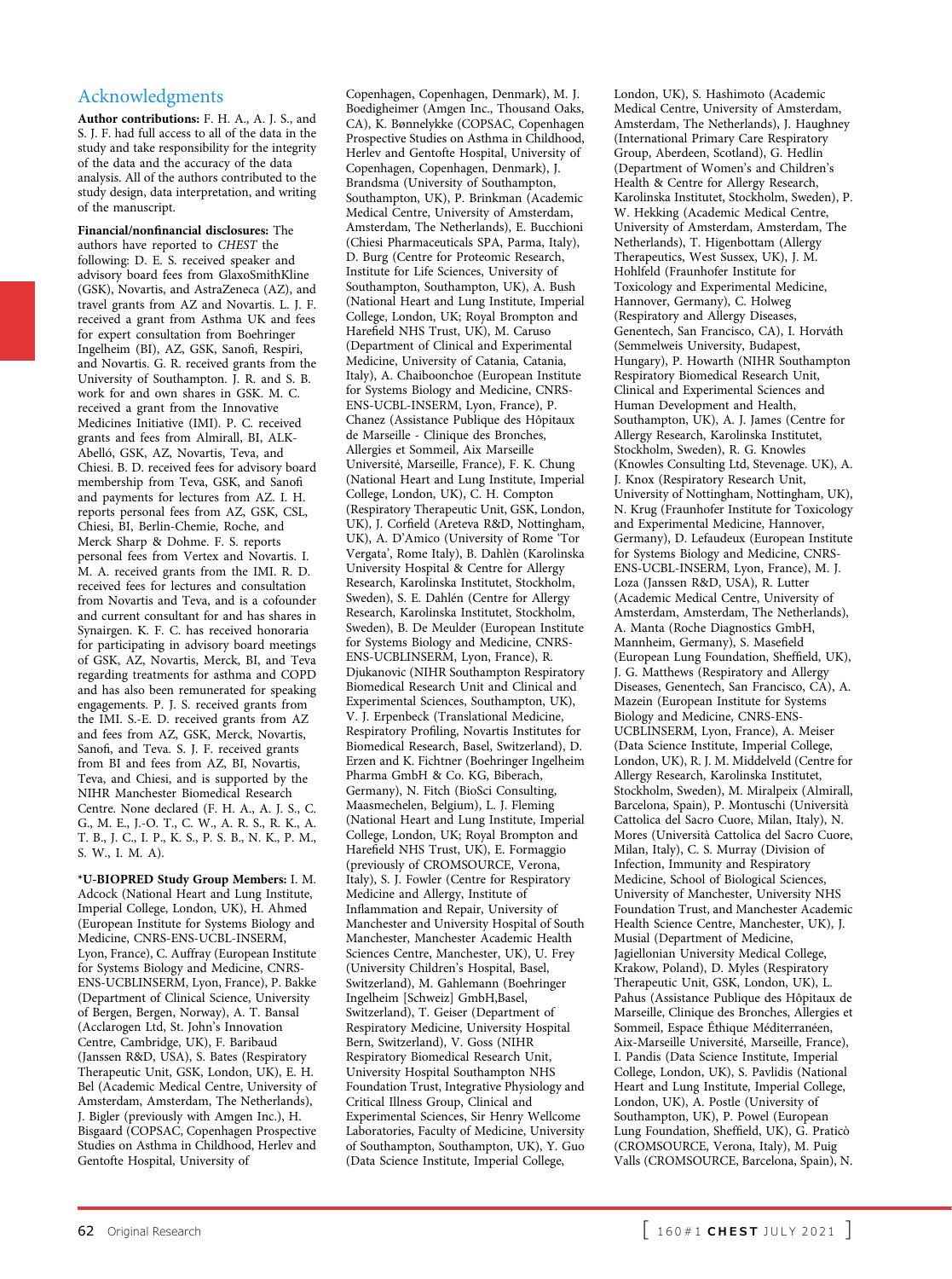## Acknowledgments

**Author contributions:** F. H. A., A. J. S., and S. J. F. had full access to all of the data in the study and take responsibility for the integrity of the data and the accuracy of the data analysis. All of the authors contributed to the study design, data interpretation, and writing of the manuscript.

**Financial/nonfinancial disclosures:** The authors have reported to *CHEST* the following: D. E. S. received speaker and advisory board fees from GlaxoSmithKline (GSK), Novartis, and AstraZeneca (AZ), and travel grants from AZ and Novartis. L. J. F. received a grant from Asthma UK and fees for expert consultation from Boehringer Ingelheim (BI), AZ, GSK, Sanofi, Respiri, and Novartis. G. R. received grants from the University of Southampton. J. R. and S. B. work for and own shares in GSK. M. C. received a grant from the Innovative Medicines Initiative (IMI). P. C. received grants and fees from Almirall, BI, ALK-Abelló, GSK, AZ, Novartis, Teva, and Chiesi. B. D. received fees for advisory board membership from Teva, GSK, and Sanofi and payments for lectures from AZ. I. H. reports personal fees from AZ, GSK, CSL, Chiesi, BI, Berlin-Chemie, Roche, and Merck Sharp & Dohme. F. S. reports personal fees from Vertex and Novartis. I. M. A. received grants from the IMI. R. D. received fees for lectures and consultation from Novartis and Teva, and is a cofounder and current consultant for and has shares in Synairgen. K. F. C. has received honoraria for participating in advisory board meetings of GSK, AZ, Novartis, Merck, BI, and Teva regarding treatments for asthma and COPD and has also been remunerated for speaking engagements. P. J. S. received grants from the IMI. S.-E. D. received grants from AZ and fees from AZ, GSK, Merck, Novartis, Sanofi, and Teva. S. J. F. received grants from BI and fees from AZ, BI, Novartis, Teva, and Chiesi, and is supported by the NIHR Manchester Biomedical Research Centre. None declared (F. H. A., A. J. S., C. G., M. E., J.-O. T., C. W., A. R. S., R. K., A. T. B., J. C., I. P., K. S., P. S. B., N. K., P. M., S. W., I. M. A).

**\*U-BIOPRED Study Group Members:** I. M. Adcock (National Heart and Lung Institute, Imperial College, London, UK), H. Ahmed (European Institute for Systems Biology and Medicine, CNRS-ENS-UCBL-INSERM, Lyon, France), C. Auffray (European Institute for Systems Biology and Medicine, CNRS-ENS-UCBLINSERM, Lyon, France), P. Bakke (Department of Clinical Science, University of Bergen, Bergen, Norway), A. T. Bansal (Acclarogen Ltd, St. John's Innovation Centre, Cambridge, UK), F. Baribaud (Janssen R&D, USA), S. Bates (Respiratory Therapeutic Unit, GSK, London, UK), E. H. Bel (Academic Medical Centre, University of Amsterdam, Amsterdam, The Netherlands), J. Bigler (previously with Amgen Inc.), H. Bisgaard (COPSAC, Copenhagen Prospective Studies on Asthma in Childhood, Herlev and Gentofte Hospital, University of Copenhagen, Copenhagen, Denmark), M. J. Boedigheimer (Amgen Inc., Thousand Oaks, CA), K. Bønnelykke (COPSAC, Copenhagen Prospective Studies on Asthma in Childhood, Herlev and Gentofte Hospital, University of Copenhagen, Copenhagen, Denmark), J. Brandsma (University of Southampton, Southampton, UK), P. Brinkman (Academic Medical Centre, University of Amsterdam, Amsterdam, The Netherlands), E. Bucchioni (Chiesi Pharmaceuticals SPA, Parma, Italy), D. Burg (Centre for Proteomic Research, Institute for Life Sciences, University of Southampton, Southampton, UK), A. Bush (National Heart and Lung Institute, Imperial College, London, UK; Royal Brompton and Harefield NHS Trust, UK), M. Caruso (Department of Clinical and Experimental Medicine, University of Catania, Catania, Italy), A. Chaiboonchoe (European Institute for Systems Biology and Medicine, CNRS-ENS-UCBL-INSERM, Lyon, France), P. Chanez (Assistance Publique des Hôpitaux de Marseille - Clinique des Bronches, Allergies et Sommeil, Aix Marseille Université, Marseille, France), F. K. Chung (National Heart and Lung Institute, Imperial College, London, UK), C. H. Compton (Respiratory Therapeutic Unit, GSK, London, UK), J. Corfield (Areteva R&D, Nottingham, UK), A. D'Amico (University of Rome 'Tor Vergata', Rome Italy), B. Dahlèn (Karolinska University Hospital & Centre for Allergy Research, Karolinska Institutet, Stockholm, Sweden), S. E. Dahlén (Centre for Allergy Research, Karolinska Institutet, Stockholm, Sweden), B. De Meulder (European Institute for Systems Biology and Medicine, CNRS-ENS-UCBLINSERM, Lyon, France), R. Djukanovic (NIHR Southampton Respiratory Biomedical Research Unit and Clinical and Experimental Sciences, Southampton, UK), V. J. Erpenbeck (Translational Medicine, Respiratory Profiling, Novartis Institutes for Biomedical Research, Basel, Switzerland), D. Erzen and K. Fichtner (Boehringer Ingelheim Pharma GmbH & Co. KG, Biberach, Germany), N. Fitch (BioSci Consulting, Maasmechelen, Belgium), L. J. Fleming (National Heart and Lung Institute, Imperial College, London, UK; Royal Brompton and Harefield NHS Trust, UK), E. Formaggio (previously of CROMSOURCE, Verona, Italy), S. J. Fowler (Centre for Respiratory Medicine and Allergy, Institute of Inflammation and Repair, University of Manchester and University Hospital of South Manchester, Manchester Academic Health Sciences Centre, Manchester, UK), U. Frey (University Children's Hospital, Basel, Switzerland), M. Gahlemann (Boehringer Ingelheim [Schweiz] GmbH,Basel, Switzerland), T. Geiser (Department of Respiratory Medicine, University Hospital Bern, Switzerland), V. Goss (NIHR Respiratory Biomedical Research Unit, University Hospital Southampton NHS Foundation Trust, Integrative Physiology and Critical Illness Group, Clinical and Experimental Sciences, Sir Henry Wellcome Laboratories, Faculty of Medicine, University of Southampton, Southampton, UK), Y. Guo (Data Science Institute, Imperial College, London, UK), S. Hashimoto (Academic Medical Centre, University of Amsterdam, Amsterdam, The Netherlands), J. Haughney (International Primary Care Respiratory Group, Aberdeen, Scotland), G. Hedlin (Department of Women's and Children's Health & Centre for Allergy Research, Karolinska Institutet, Stockholm, Sweden), P. W. Hekking (Academic Medical Centre, University of Amsterdam, Amsterdam, The Netherlands), T. Higenbottam (Allergy Therapeutics, West Sussex, UK), J. M. Hohlfeld (Fraunhofer Institute for Toxicology and Experimental Medicine, Hannover, Germany), C. Holweg (Respiratory and Allergy Diseases, Genentech, San Francisco, CA), I. Horváth (Semmelweis University, Budapest, Hungary), P. Howarth (NIHR Southampton Respiratory Biomedical Research Unit, Clinical and Experimental Sciences and Human Development and Health, Southampton, UK), A. J. James (Centre for Allergy Research, Karolinska Institutet, Stockholm, Sweden), R. G. Knowles (Knowles Consulting Ltd, Stevenage. UK), A. J. Knox (Respiratory Research Unit, University of Nottingham, Nottingham, UK), N. Krug (Fraunhofer Institute for Toxicology and Experimental Medicine, Hannover, Germany), D. Lefaudeux (European Institute for Systems Biology and Medicine, CNRS-ENS-UCBL-INSERM, Lyon, France), M. J. Loza (Janssen R&D, USA), R. Lutter (Academic Medical Centre, University of Amsterdam, Amsterdam, The Netherlands), A. Manta (Roche Diagnostics GmbH, Mannheim, Germany), S. Masefield (European Lung Foundation, Sheffield, UK), J. G. Matthews (Respiratory and Allergy Diseases, Genentech, San Francisco, CA), A. Mazein (European Institute for Systems Biology and Medicine, CNRS-ENS-UCBLINSERM, Lyon, France), A. Meiser (Data Science Institute, Imperial College, London, UK), R. J. M. Middelveld (Centre for Allergy Research, Karolinska Institutet, Stockholm, Sweden), M. Miralpeix (Almirall, Barcelona, Spain), P. Montuschi (Università Cattolica del Sacro Cuore, Milan, Italy), N. Mores (Università Cattolica del Sacro Cuore, Milan, Italy), C. S. Murray (Division of Infection, Immunity and Respiratory Medicine, School of Biological Sciences, University of Manchester, University NHS Foundation Trust, and Manchester Academic Health Science Centre, Manchester, UK), J. Musial (Department of Medicine, Jagiellonian University Medical College, Krakow, Poland), D. Myles (Respiratory Therapeutic Unit, GSK, London, UK), L. Pahus (Assistance Publique des Hôpitaux de Marseille, Clinique des Bronches, Allergies et Sommeil, Espace Éthique Méditerranéen, Aix-Marseille Université, Marseille, France), I. Pandis (Data Science Institute, Imperial College, London, UK), S. Pavlidis (National Heart and Lung Institute, Imperial College, London, UK), A. Postle (University of Southampton, UK), P. Powel (European Lung Foundation, Sheffield, UK), G. Praticò (CROMSOURCE, Verona, Italy), M. Puig Valls (CROMSOURCE, Barcelona, Spain), N.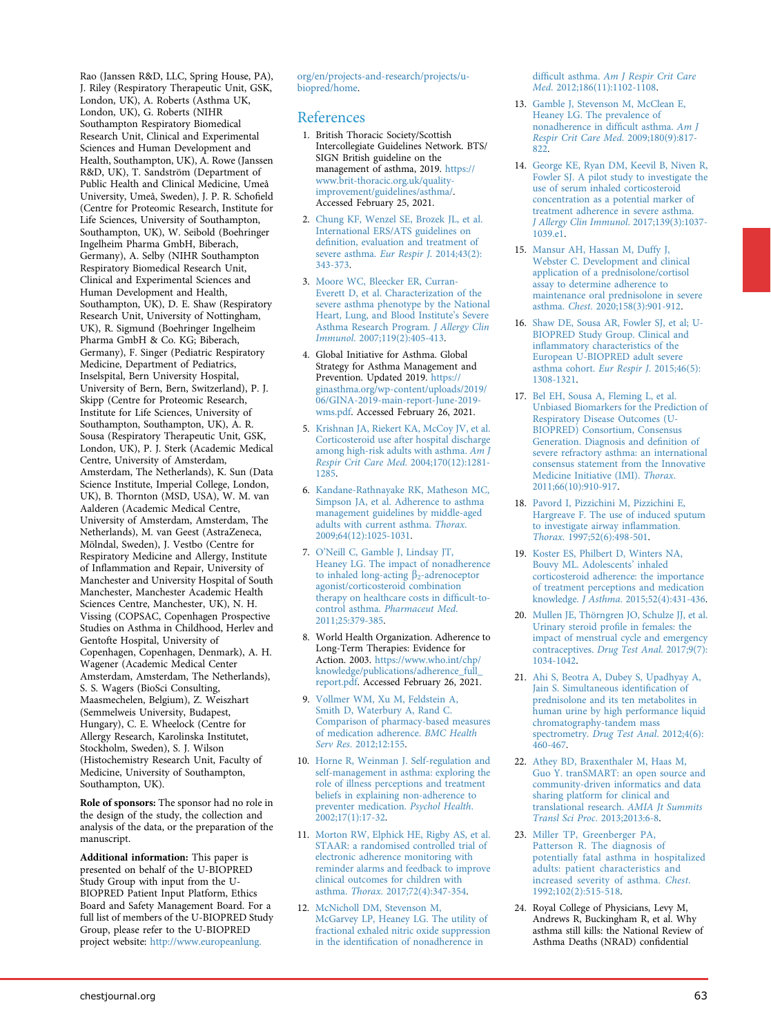Rao (Janssen R&D, LLC, Spring House, PA), J. Riley (Respiratory Therapeutic Unit, GSK, London, UK), A. Roberts (Asthma UK, London, UK), G. Roberts (NIHR Southampton Respiratory Biomedical Research Unit, Clinical and Experimental Sciences and Human Development and Health, Southampton, UK), A. Rowe (Janssen R&D, UK), T. Sandström (Department of Public Health and Clinical Medicine, Umeå University, Umeå, Sweden), J. P. R. Schofield (Centre for Proteomic Research, Institute for Life Sciences, University of Southampton, Southampton, UK), W. Seibold (Boehringer Ingelheim Pharma GmbH, Biberach, Germany), A. Selby (NIHR Southampton Respiratory Biomedical Research Unit, Clinical and Experimental Sciences and Human Development and Health, Southampton, UK), D. E. Shaw (Respiratory Research Unit, University of Nottingham, UK), R. Sigmund (Boehringer Ingelheim Pharma GmbH & Co. KG; Biberach, Germany), F. Singer (Pediatric Respiratory Medicine, Department of Pediatrics, Inselspital, Bern University Hospital, University of Bern, Bern, Switzerland), P. J. Skipp (Centre for Proteomic Research, Institute for Life Sciences, University of Southampton, Southampton, UK), A. R. Sousa (Respiratory Therapeutic Unit, GSK, London, UK), P. J. Sterk (Academic Medical Centre, University of Amsterdam, Amsterdam, The Netherlands), K. Sun (Data Science Institute, Imperial College, London, UK), B. Thornton (MSD, USA), W. M. van Aalderen (Academic Medical Centre, University of Amsterdam, Amsterdam, The Netherlands), M. van Geest (AstraZeneca, Mölndal, Sweden), J. Vestbo (Centre for Respiratory Medicine and Allergy, Institute of Inflammation and Repair, University of Manchester and University Hospital of South Manchester, Manchester Academic Health Sciences Centre, Manchester, UK), N. H. Vissing (COPSAC, Copenhagen Prospective Studies on Asthma in Childhood, Herlev and Gentofte Hospital, University of Copenhagen, Copenhagen, Denmark), A. H. Wagener (Academic Medical Center Amsterdam, Amsterdam, The Netherlands), S. S. Wagers (BioSci Consulting, Maasmechelen, Belgium), Z. Weiszhart (Semmelweis University, Budapest, Hungary), C. E. Wheelock (Centre for Allergy Research, Karolinska Institutet, Stockholm, Sweden), S. J. Wilson (Histochemistry Research Unit, Faculty of Medicine, University of Southampton, Southampton, UK).

**Role of sponsors:** The sponsor had no role in the design of the study, the collection and analysis of the data, or the preparation of the manuscript.

**Additional information:** This paper is presented on behalf of the U-BIOPRED Study Group with input from the U-BIOPRED Patient Input Platform, Ethics Board and Safety Management Board. For a full list of members of the U-BIOPRED Study Group, please refer to the U-BIOPRED project website: http://www.europeanlung.org/en/projects-and-research/projects/u-biopred/home.

## References

1. British Thoracic Society/Scottish Intercollegiate Guidelines Network. BTS/SIGN British guideline on the management of asthma, 2019. https://www.brit-thoracic.org.uk/quality-improvement/guidelines/asthma/. Accessed February 25, 2021.
2. Chung KF, Wenzel SE, Brozek JL, et al. International ERS/ATS guidelines on definition, evaluation and treatment of severe asthma. *Eur Respir J*. 2014;43(2):343-373.
3. Moore WC, Bleecker ER, Curran-Everett D, et al. Characterization of the severe asthma phenotype by the National Heart, Lung, and Blood Institute's Severe Asthma Research Program. *J Allergy Clin Immunol*. 2007;119(2):405-413.
4. Global Initiative for Asthma. Global Strategy for Asthma Management and Prevention. Updated 2019. https://ginasthma.org/wp-content/uploads/2019/06/GINA-2019-main-report-June-2019-wms.pdf. Accessed February 26, 2021.
5. Krishnan JA, Riekert KA, McCoy JV, et al. Corticosteroid use after hospital discharge among high-risk adults with asthma. *Am J Respir Crit Care Med*. 2004;170(12):1281-1285.
6. Kandane-Rathnayake RK, Matheson MC, Simpson JA, et al. Adherence to asthma management guidelines by middle-aged adults with current asthma. *Thorax*. 2009;64(12):1025-1031.
7. O'Neill C, Gamble J, Lindsay JT, Heaney LG. The impact of nonadherence to inhaled long-acting $\beta_2$-adrenoceptor agonist/corticosteroid combination therapy on healthcare costs in difficult-to-control asthma. *Pharmaceut Med*. 2011;25:379-385.
8. World Health Organization. Adherence to Long-Term Therapies: Evidence for Action. 2003. https://www.who.int/chp/knowledge/publications/adherence_full_report.pdf. Accessed February 26, 2021.
9. Vollmer WM, Xu M, Feldstein A, Smith D, Waterbury A, Rand C. Comparison of pharmacy-based measures of medication adherence. *BMC Health Serv Res*. 2012;12:155.
10. Horne R, Weinman J. Self-regulation and self-management in asthma: exploring the role of illness perceptions and treatment beliefs in explaining non-adherence to preventer medication. *Psychol Health*. 2002;17(1):17-32.
11. Morton RW, Elphick HE, Rigby AS, et al. STAAR: a randomised controlled trial of electronic adherence monitoring with reminder alarms and feedback to improve clinical outcomes for children with asthma. *Thorax*. 2017;72(4):347-354.
12. McNicholl DM, Stevenson M, McGarvey LP, Heaney LG. The utility of fractional exhaled nitric oxide suppression in the identification of nonadherence in difficult asthma. *Am J Respir Crit Care Med*. 2012;186(11):1102-1108.
13. Gamble J, Stevenson M, McClean E, Heaney LG. The prevalence of nonadherence in difficult asthma. *Am J Respir Crit Care Med*. 2009;180(9):817-822.
14. George KE, Ryan DM, Keevil B, Niven R, Fowler SJ. A pilot study to investigate the use of serum inhaled corticosteroid concentration as a potential marker of treatment adherence in severe asthma. *J Allergy Clin Immunol*. 2017;139(3):1037-1039.e1.
15. Mansur AH, Hassan M, Duffy J, Webster C. Development and clinical application of a prednisolone/cortisol assay to determine adherence to maintenance oral prednisolone in severe asthma. *Chest*. 2020;158(3):901-912.
16. Shaw DE, Sousa AR, Fowler SJ, et al; U-BIOPRED Study Group. Clinical and inflammatory characteristics of the European U-BIOPRED adult severe asthma cohort. *Eur Respir J*. 2015;46(5):1308-1321.
17. Bel EH, Sousa A, Fleming L, et al. Unbiased Biomarkers for the Prediction of Respiratory Disease Outcomes (U-BIOPRED) Consortium, Consensus Generation. Diagnosis and definition of severe refractory asthma: an international consensus statement from the Innovative Medicine Initiative (IMI). *Thorax*. 2011;66(10):910-917.
18. Pavord I, Pizzichini M, Pizzichini E, Hargreave F. The use of induced sputum to investigate airway inflammation. *Thorax*. 1997;52(6):498-501.
19. Koster ES, Philbert D, Winters NA, Bouvy ML. Adolescents' inhaled corticosteroid adherence: the importance of treatment perceptions and medication knowledge. *J Asthma*. 2015;52(4):431-436.
20. Mullen JE, Thörngren JO, Schulze JJ, et al. Urinary steroid profile in females: the impact of menstrual cycle and emergency contraceptives. *Drug Test Anal*. 2017;9(7):1034-1042.
21. Ahi S, Beotra A, Dubey S, Upadhyay A, Jain S. Simultaneous identification of prednisolone and its ten metabolites in human urine by high performance liquid chromatography-tandem mass spectrometry. *Drug Test Anal*. 2012;4(6):460-467.
22. Athey BD, Braxenthaler M, Haas M, Guo Y. tranSMART: an open source and community-driven informatics and data sharing platform for clinical and translational research. *AMIA Jt Summits Transl Sci Proc*. 2013;2013:6-8.
23. Miller TP, Greenberger PA, Patterson R. The diagnosis of potentially fatal asthma in hospitalized adults: patient characteristics and increased severity of asthma. *Chest*. 1992;102(2):515-518.
24. Royal College of Physicians, Levy M, Andrews R, Buckingham R, et al. Why asthma still kills: the National Review of Asthma Deaths (NRAD) confidential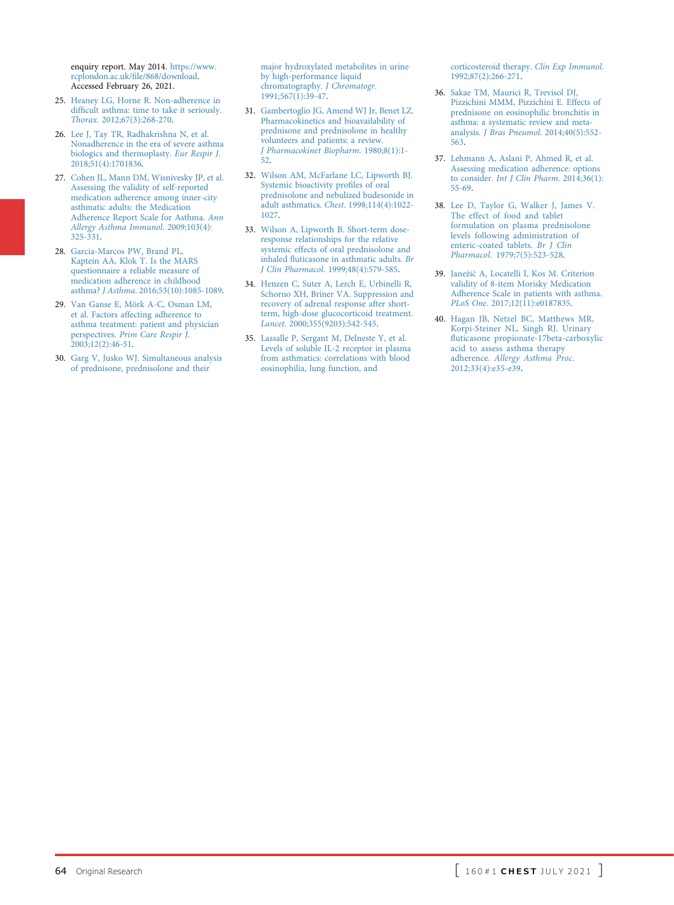enquiry report. May 2014. https://www.rcplondon.ac.uk/file/868/download. Accessed February 26, 2021.

25. Heaney LG, Horne R. Non-adherence in difficult asthma: time to take it seriously. *Thorax*. 2012;67(3):268-270.

26. Lee J, Tay TR, Radhakrishna N, et al. Nonadherence in the era of severe asthma biologics and thermoplasty. *Eur Respir J*. 2018;51(4):1701836.

27. Cohen JL, Mann DM, Wisnivesky JP, et al. Assessing the validity of self-reported medication adherence among inner-city asthmatic adults: the Medication Adherence Report Scale for Asthma. *Ann Allergy Asthma Immunol*. 2009;103(4):325-331.

28. Garcia-Marcos PW, Brand PL, Kaptein AA, Klok T. Is the MARS questionnaire a reliable measure of medication adherence in childhood asthma? *J Asthma*. 2016;53(10):1085-1089.

29. Van Ganse E, Mörk A-C, Osman LM, et al. Factors affecting adherence to asthma treatment: patient and physician perspectives. *Prim Care Respir J*. 2003;12(2):46-51.

30. Garg V, Jusko WJ. Simultaneous analysis of prednisone, prednisolone and their major hydroxylated metabolites in urine by high-performance liquid chromatography. *J Chromatogr*. 1991;567(1):39-47.

31. Gambertoglio JG, Amend WJ Jr, Benet LZ. Pharmacokinetics and bioavailability of prednisone and prednisolone in healthy volunteers and patients: a review. *J Pharmacokinet Biopharm*. 1980;8(1):1-52.

32. Wilson AM, McFarlane LC, Lipworth BJ. Systemic bioactivity profiles of oral prednisolone and nebulized budesonide in adult asthmatics. *Chest*. 1998;114(4):1022-1027.

33. Wilson A, Lipworth B. Short-term dose-response relationships for the relative systemic effects of oral prednisolone and inhaled fluticasone in asthmatic adults. *Br J Clin Pharmacol*. 1999;48(4):579-585.

34. Henzen C, Suter A, Lerch E, Urbinelli R, Schorno XH, Briner VA. Suppression and recovery of adrenal response after short-term, high-dose glucocorticoid treatment. *Lancet*. 2000;355(9203):542-545.

35. Lassalle P, Sergant M, Delneste Y, et al. Levels of soluble IL-2 receptor in plasma from asthmatics: correlations with blood eosinophilia, lung function, and corticosteroid therapy. *Clin Exp Immunol*. 1992;87(2):266-271.

36. Sakae TM, Maurici R, Trevisol DJ, Pizzichini MMM, Pizzichini E. Effects of prednisone on eosinophilic bronchitis in asthma: a systematic review and meta-analysis. *J Bras Pneumol*. 2014;40(5):552-563.

37. Lehmann A, Aslani P, Ahmed R, et al. Assessing medication adherence: options to consider. *Int J Clin Pharm*. 2014;36(1):55-69.

38. Lee D, Taylor G, Walker J, James V. The effect of food and tablet formulation on plasma prednisolone levels following administration of enteric-coated tablets. *Br J Clin Pharmacol*. 1979;7(5):523-528.

39. Janežič A, Locatelli I, Kos M. Criterion validity of 8-item Morisky Medication Adherence Scale in patients with asthma. *PLoS One*. 2017;12(11):e0187835.

40. Hagan JB, Netzel BC, Matthews MR, Korpi-Steiner NL, Singh RJ. Urinary fluticasone propionate-17beta-carboxylic acid to assess asthma therapy adherence. *Allergy Asthma Proc*. 2012;33(4):e35-e39.